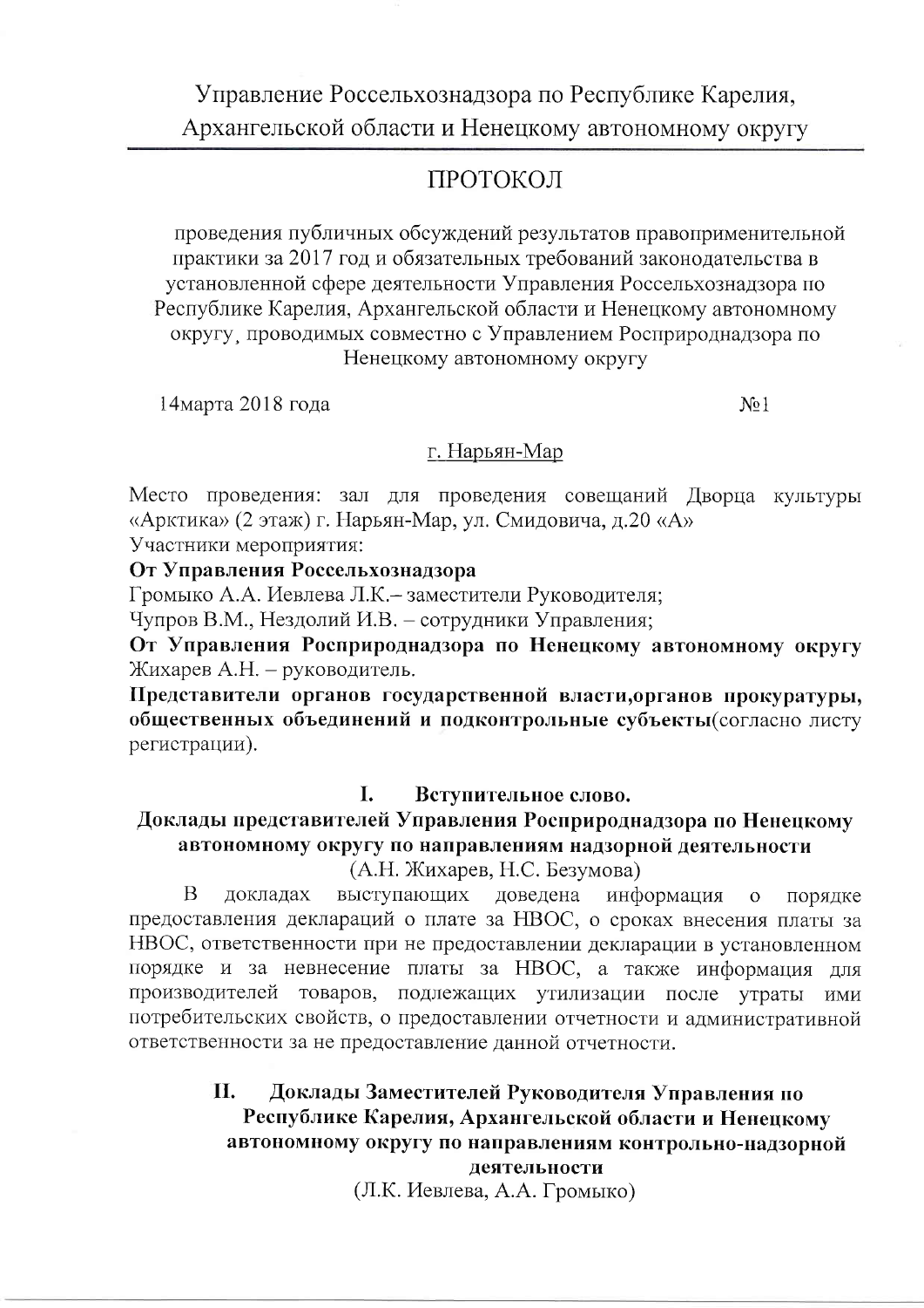Управление Россельхознадзора по Республике Карелия, Архангельской области и Ненецкому автономному округу

# ПРОТОКОЛ

проведения публичных обсуждений результатов правоприменительной практики за 2017 год и обязательных требований законодательства в установленной сфере деятельности Управления Россельхознадзора по Республике Карелия, Архангельской области и Ненецкому автономному округу, проводимых совместно с Управлением Росприроднадзора по Ненецкому автономному округу

14марта 2018 года №1

г. Нарьян-Мар

Место проведения: зал для проведения совещаний Дворца культуры «Арктика» (2 этаж) г. Нарьян-Мар, ул. Смидовича, д.20 «А»

Участники мероприятия:

**От Управления Россельхознадзора**

Громыко А.А. Иевлева Л.К.– заместители Руководителя;

Чупров В.М., Нездолий И.В. – сотрудники Управления;

**От Управления Росприроднадзора по Ненецкому автономному округу** Жихарев А.Н. – руководитель.

**Представители органов государственной власти,органов прокуратуры, общественных объединений и подконтрольные субъекты**(согласно листу регистрации).

## I. Вступительное слово.

## Доклады представителей Управления Росприроднадзора по Ненецкому автономному округу по направлениям надзорной деятельности

(А.Н. Жихарев, Н.С. Безумова)

В докладах выступающих доведена информация о порядке предоставления деклараций о плате за НВОС, о сроках внесения платы за НВОС, ответственности при не предоставлении декларации в установленном порядке и за невнесение платы за НВОС, а также информация для производителей товаров, подлежащих утилизации после утраты ими потребительских свойств, о предоставлении отчетности и административной ответственности за не предоставление данной отчетности.

## II. Доклады Заместителей Руководителя Управления по Республике Карелия, Архангельской области и Ненецкому автономному округу по направлениям контрольно-надзорной деятельности

(Л.К. Иевлева, А.А. Громыко)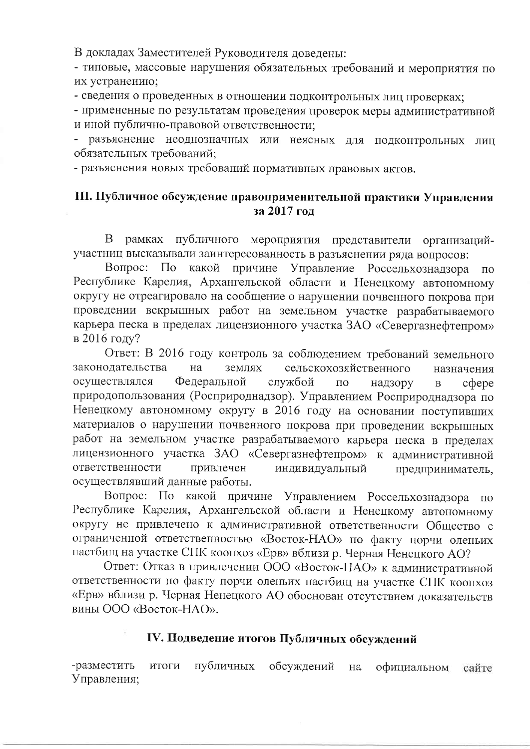В докладах Заместителей Руководителя доведены:

- типовые, массовые нарушения обязательных требований и мероприятия по их устранению;
- сведения о проведенных в отношении подконтрольных лиц проверках;
- примененные по результатам проведения проверок меры административной и иной публично-правовой ответственности;
- разъяснение неоднозначных или неясных для подконтрольных лиц обязательных требований;
- разъяснения новых требований нормативных правовых актов.

## III. Публичное обсуждение правоприменительной практики Управления за 2017 год

В рамках публичного мероприятия представители организаций-участниц высказывали заинтересованность в разъяснении ряда вопросов:

Вопрос: По какой причине Управление Россельхознадзора по Республике Карелия, Архангельской области и Ненецкому автономному округу не отреагировало на сообщение о нарушении почвенного покрова при проведении вскрышных работ на земельном участке разрабатываемого карьера песка в пределах лицензионного участка ЗАО «Севергазнефтепром» в 2016 году?

Ответ: В 2016 году контроль за соблюдением требований земельного законодательства на землях сельскохозяйственного назначения осуществлялся Федеральной службой по надзору в сфере природопользования (Росприроднадзор). Управлением Росприроднадзора по Ненецкому автономному округу в 2016 году на основании поступивших материалов о нарушении почвенного покрова при проведении вскрышных работ на земельном участке разрабатываемого карьера песка в пределах лицензионного участка ЗАО «Севергазнефтепром» к административной ответственности привлечен индивидуальный предприниматель, осуществлявший данные работы.

Вопрос: По какой причине Управлением Россельхознадзора по Республике Карелия, Архангельской области и Ненецкому автономному округу не привлечено к административной ответственности Общество с ограниченной ответственностью «Восток-НАО» по факту порчи оленьих пастбищ на участке СПК коопхоз «Ерв» вблизи р. Черная Ненецкого АО?

Ответ: Отказ в привлечении ООО «Восток-НАО» к административной ответственности по факту порчи оленьих пастбищ на участке СПК коопхоз «Ерв» вблизи р. Черная Ненецкого АО обоснован отсутствием доказательств вины ООО «Восток-НАО».

## IV. Подведение итогов Публичных обсуждений

-разместить итоги публичных обсуждений на официальном сайте Управления;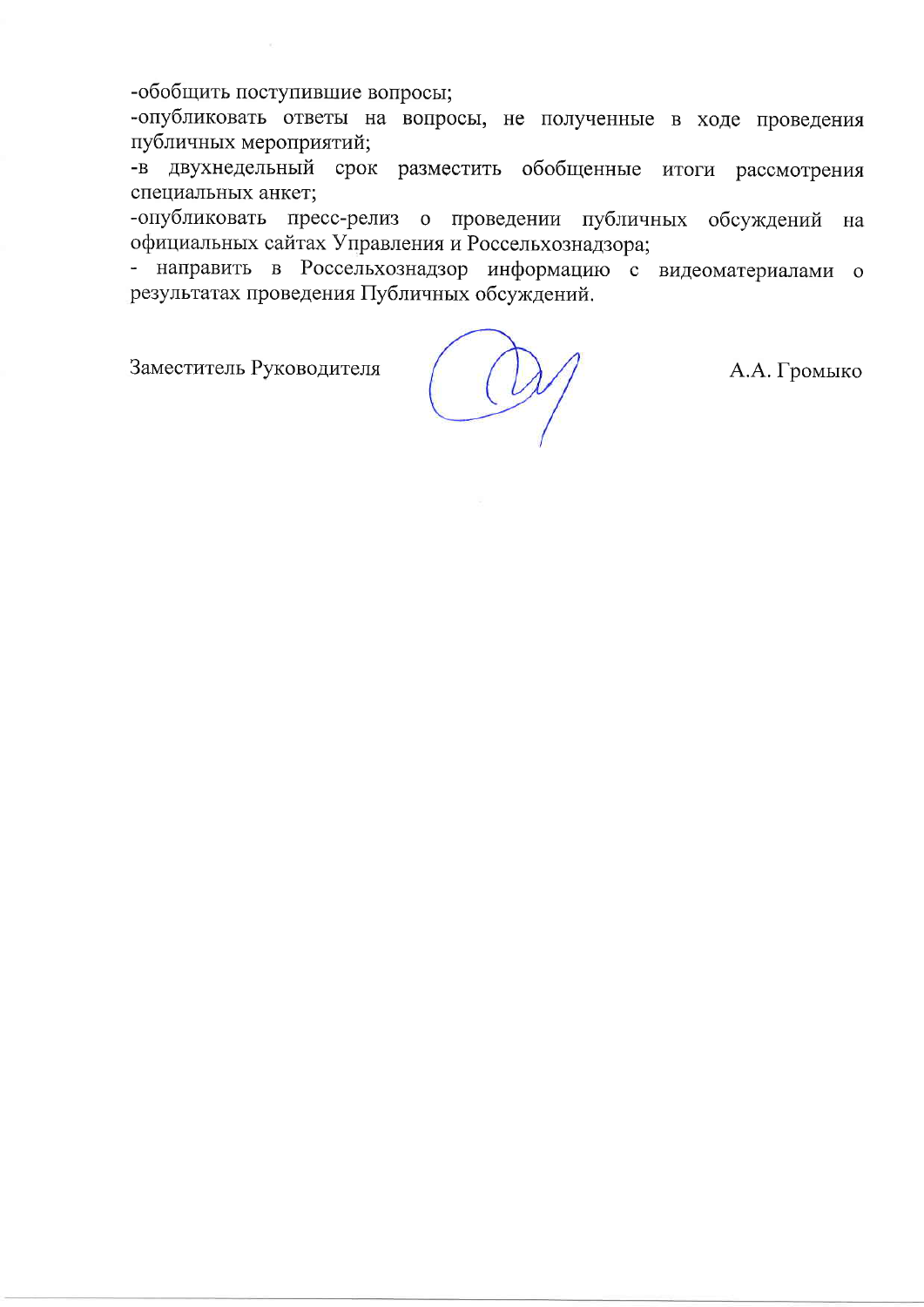-обобщить поступившие вопросы;

-опубликовать ответы на вопросы, не полученные в ходе проведения публичных мероприятий;

-в двухнедельный срок разместить обобщенные итоги рассмотрения специальных анкет;

-опубликовать пресс-релиз о проведении публичных обсуждений на официальных сайтах Управления и Россельхознадзора;

- направить в Россельхознадзор информацию с видеоматериалами о результатах проведения Публичных обсуждений.

Заместитель Руководителя А.А. Громыко